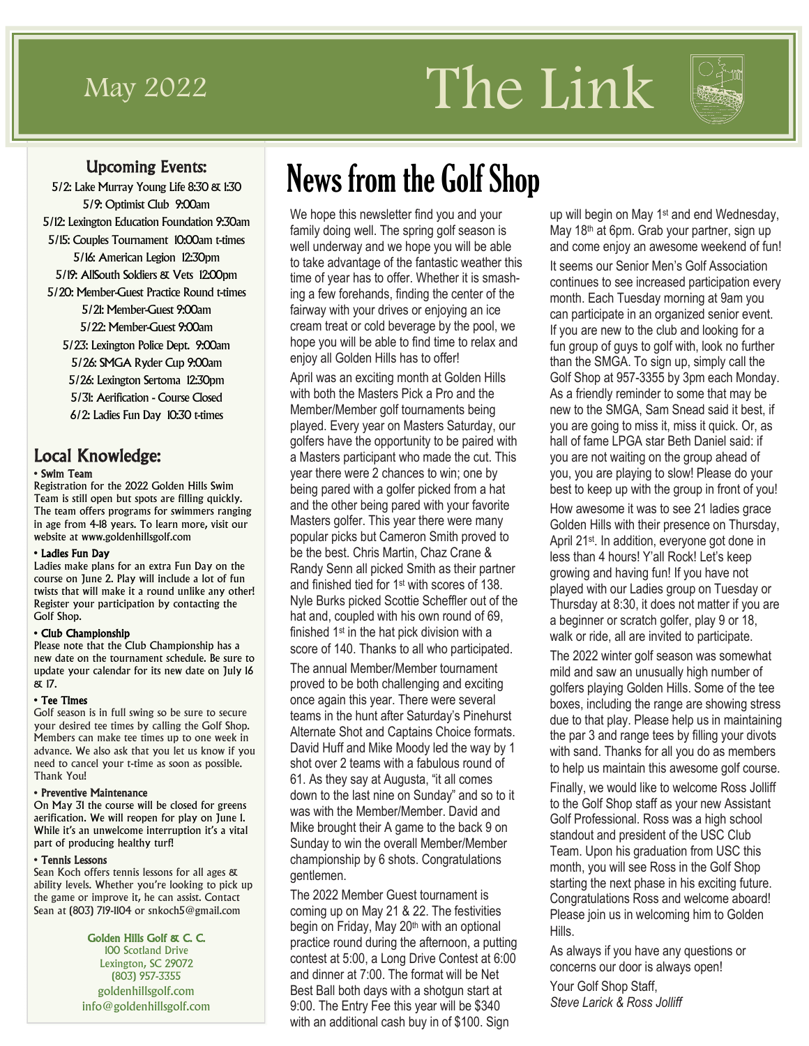May 2022

# The Link

## Upcoming Events:

5/2: Lake Murray Young Life 8:30 & 1:30
5/9: Optimist Club 9:00am
5/12: Lexington Education Foundation 9:30am
5/15: Couples Tournament 10:00am t-times
5/16: American Legion 12:30pm
5/19: AllSouth Soldiers & Vets 12:00pm
5/20: Member-Guest Practice Round t-times
5/21: Member-Guest 9:00am
5/22: Member-Guest 9:00am
5/23: Lexington Police Dept. 9:00am
5/26: SMGA Ryder Cup 9:00am
5/26: Lexington Sertoma 12:30pm
5/31: Aerification - Course Closed
6/2: Ladies Fun Day 10:30 t-times

## Local Knowledge:

**• Swim Team**
Registration for the 2022 Golden Hills Swim Team is still open but spots are filling quickly. The team offers programs for swimmers ranging in age from 4-18 years. To learn more, visit our website at www.goldenhillsgolf.com

**• Ladies Fun Day**
Ladies make plans for an extra Fun Day on the course on June 2. Play will include a lot of fun twists that will make it a round unlike any other! Register your participation by contacting the Golf Shop.

**• Club Championship**
Please note that the Club Championship has a new date on the tournament schedule. Be sure to update your calendar for its new date on July 16 & 17.

**• Tee Times**
Golf season is in full swing so be sure to secure your desired tee times by calling the Golf Shop. Members can make tee times up to one week in advance. We also ask that you let us know if you need to cancel your t-time as soon as possible. Thank You!

**• Preventive Maintenance**
On May 31 the course will be closed for greens aerification. We will reopen for play on June 1. While it's an unwelcome interruption it's a vital part of producing healthy turf!

**• Tennis Lessons**
Sean Koch offers tennis lessons for all ages & ability levels. Whether you're looking to pick up the game or improve it, he can assist. Contact Sean at (803) 719-1104 or snkoch5@gmail.com

Golden Hills Golf & C. C.
100 Scotland Drive
Lexington, SC 29072
(803) 957-3355
goldenhillsgolf.com
info@goldenhillsgolf.com

# News from the Golf Shop

We hope this newsletter find you and your family doing well. The spring golf season is well underway and we hope you will be able to take advantage of the fantastic weather this time of year has to offer. Whether it is smashing a few forehands, finding the center of the fairway with your drives or enjoying an ice cream treat or cold beverage by the pool, we hope you will be able to find time to relax and enjoy all Golden Hills has to offer!

April was an exciting month at Golden Hills with both the Masters Pick a Pro and the Member/Member golf tournaments being played. Every year on Masters Saturday, our golfers have the opportunity to be paired with a Masters participant who made the cut. This year there were 2 chances to win; one by being pared with a golfer picked from a hat and the other being pared with your favorite Masters golfer. This year there were many popular picks but Cameron Smith proved to be the best. Chris Martin, Chaz Crane & Randy Senn all picked Smith as their partner and finished tied for 1st with scores of 138. Nyle Burks picked Scottie Scheffler out of the hat and, coupled with his own round of 69, finished 1st in the hat pick division with a score of 140. Thanks to all who participated.

The annual Member/Member tournament proved to be both challenging and exciting once again this year. There were several teams in the hunt after Saturday's Pinehurst Alternate Shot and Captains Choice formats. David Huff and Mike Moody led the way by 1 shot over 2 teams with a fabulous round of 61. As they say at Augusta, "it all comes down to the last nine on Sunday" and so to it was with the Member/Member. David and Mike brought their A game to the back 9 on Sunday to win the overall Member/Member championship by 6 shots. Congratulations gentlemen.

The 2022 Member Guest tournament is coming up on May 21 & 22. The festivities begin on Friday, May 20th with an optional practice round during the afternoon, a putting contest at 5:00, a Long Drive Contest at 6:00 and dinner at 7:00. The format will be Net Best Ball both days with a shotgun start at 9:00. The Entry Fee this year will be $340 with an additional cash buy in of $100. Sign up will begin on May 1st and end Wednesday, May 18th at 6pm. Grab your partner, sign up and come enjoy an awesome weekend of fun!

It seems our Senior Men's Golf Association continues to see increased participation every month. Each Tuesday morning at 9am you can participate in an organized senior event. If you are new to the club and looking for a fun group of guys to golf with, look no further than the SMGA. To sign up, simply call the Golf Shop at 957-3355 by 3pm each Monday. As a friendly reminder to some that may be new to the SMGA, Sam Snead said it best, if you are going to miss it, miss it quick. Or, as hall of fame LPGA star Beth Daniel said: if you are not waiting on the group ahead of you, you are playing to slow! Please do your best to keep up with the group in front of you!

How awesome it was to see 21 ladies grace Golden Hills with their presence on Thursday, April 21st. In addition, everyone got done in less than 4 hours! Y'all Rock! Let's keep growing and having fun! If you have not played with our Ladies group on Tuesday or Thursday at 8:30, it does not matter if you are a beginner or scratch golfer, play 9 or 18, walk or ride, all are invited to participate.

The 2022 winter golf season was somewhat mild and saw an unusually high number of golfers playing Golden Hills. Some of the tee boxes, including the range are showing stress due to that play. Please help us in maintaining the par 3 and range tees by filling your divots with sand. Thanks for all you do as members to help us maintain this awesome golf course.

Finally, we would like to welcome Ross Jolliff to the Golf Shop staff as your new Assistant Golf Professional. Ross was a high school standout and president of the USC Club Team. Upon his graduation from USC this month, you will see Ross in the Golf Shop starting the next phase in his exciting future. Congratulations Ross and welcome aboard! Please join us in welcoming him to Golden Hills.

As always if you have any questions or concerns our door is always open!

Your Golf Shop Staff,
*Steve Larick & Ross Jolliff*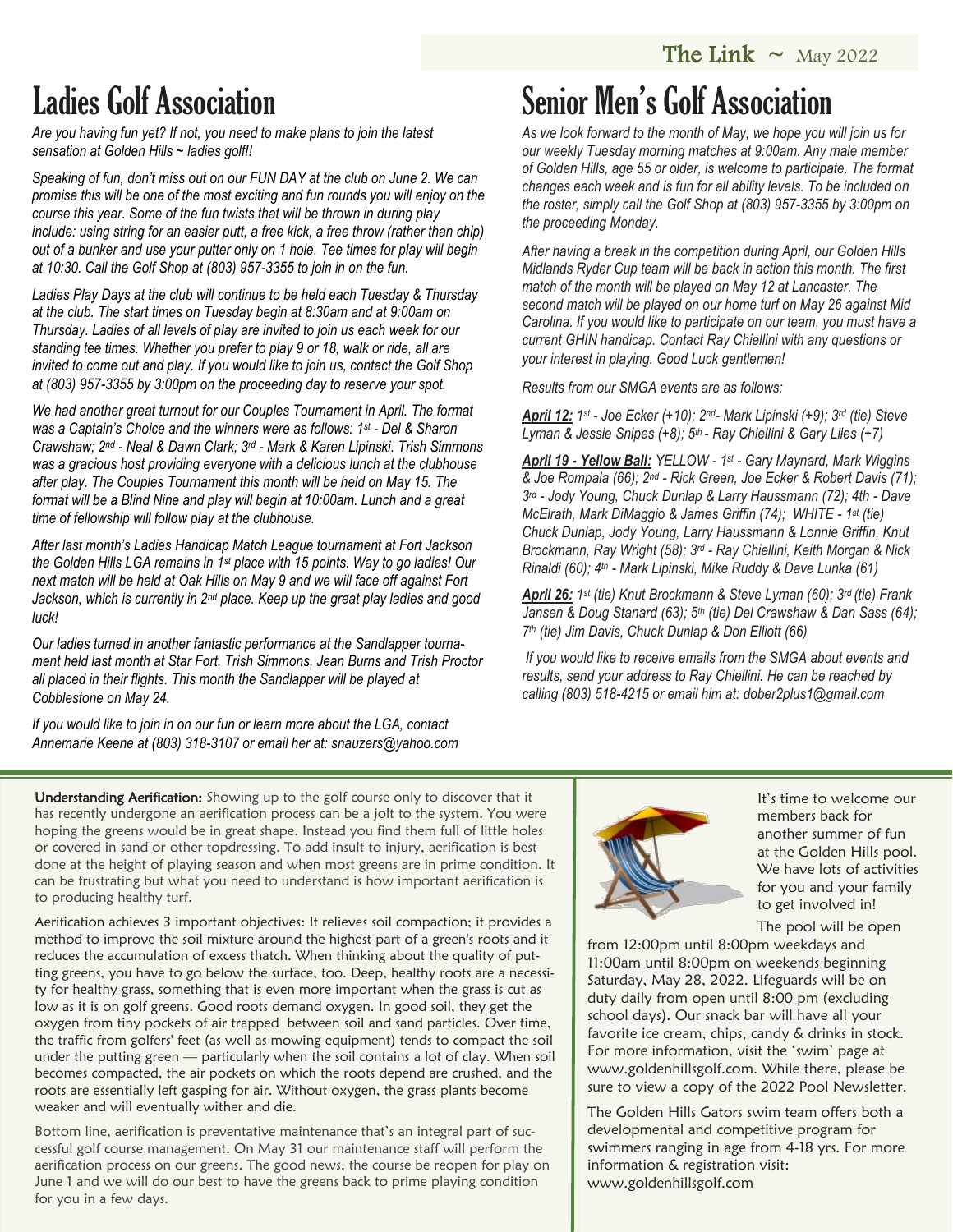# Ladies Golf Association

*Are you having fun yet? If not, you need to make plans to join the latest sensation at Golden Hills ~ ladies golf!!*

*Speaking of fun, don't miss out on our FUN DAY at the club on June 2. We can promise this will be one of the most exciting and fun rounds you will enjoy on the course this year. Some of the fun twists that will be thrown in during play include: using string for an easier putt, a free kick, a free throw (rather than chip) out of a bunker and use your putter only on 1 hole. Tee times for play will begin at 10:30. Call the Golf Shop at (803) 957-3355 to join in on the fun.*

*Ladies Play Days at the club will continue to be held each Tuesday & Thursday at the club. The start times on Tuesday begin at 8:30am and at 9:00am on Thursday. Ladies of all levels of play are invited to join us each week for our standing tee times. Whether you prefer to play 9 or 18, walk or ride, all are invited to come out and play. If you would like to join us, contact the Golf Shop at (803) 957-3355 by 3:00pm on the proceeding day to reserve your spot.*

*We had another great turnout for our Couples Tournament in April. The format was a Captain's Choice and the winners were as follows: 1st - Del & Sharon Crawshaw; 2nd - Neal & Dawn Clark; 3rd - Mark & Karen Lipinski. Trish Simmons was a gracious host providing everyone with a delicious lunch at the clubhouse after play. The Couples Tournament this month will be held on May 15. The format will be a Blind Nine and play will begin at 10:00am. Lunch and a great time of fellowship will follow play at the clubhouse.*

*After last month's Ladies Handicap Match League tournament at Fort Jackson the Golden Hills LGA remains in 1st place with 15 points. Way to go ladies! Our next match will be held at Oak Hills on May 9 and we will face off against Fort Jackson, which is currently in 2nd place. Keep up the great play ladies and good luck!*

*Our ladies turned in another fantastic performance at the Sandlapper tournament held last month at Star Fort. Trish Simmons, Jean Burns and Trish Proctor all placed in their flights. This month the Sandlapper will be played at Cobblestone on May 24.*

*If you would like to join in on our fun or learn more about the LGA, contact Annemarie Keene at (803) 318-3107 or email her at: snauzers@yahoo.com*

# Senior Men's Golf Association

*As we look forward to the month of May, we hope you will join us for our weekly Tuesday morning matches at 9:00am. Any male member of Golden Hills, age 55 or older, is welcome to participate. The format changes each week and is fun for all ability levels. To be included on the roster, simply call the Golf Shop at (803) 957-3355 by 3:00pm on the proceeding Monday.*

*After having a break in the competition during April, our Golden Hills Midlands Ryder Cup team will be back in action this month. The first match of the month will be played on May 12 at Lancaster. The second match will be played on our home turf on May 26 against Mid Carolina. If you would like to participate on our team, you must have a current GHIN handicap. Contact Ray Chiellini with any questions or your interest in playing. Good Luck gentlemen!*

*Results from our SMGA events are as follows:*

***April 12:** 1st - Joe Ecker (+10); 2nd- Mark Lipinski (+9); 3rd (tie) Steve Lyman & Jessie Snipes (+8); 5th - Ray Chiellini & Gary Liles (+7)*

***April 19 - Yellow Ball:** YELLOW - 1st - Gary Maynard, Mark Wiggins & Joe Rompala (66); 2nd - Rick Green, Joe Ecker & Robert Davis (71); 3rd - Jody Young, Chuck Dunlap & Larry Haussmann (72); 4th - Dave McElrath, Mark DiMaggio & James Griffin (74); WHITE - 1st (tie) Chuck Dunlap, Jody Young, Larry Haussmann & Lonnie Griffin, Knut Brockmann, Ray Wright (58); 3rd - Ray Chiellini, Keith Morgan & Nick Rinaldi (60); 4th - Mark Lipinski, Mike Ruddy & Dave Lunka (61)*

***April 26:** 1st (tie) Knut Brockmann & Steve Lyman (60); 3rd (tie) Frank Jansen & Doug Stanard (63); 5th (tie) Del Crawshaw & Dan Sass (64); 7th (tie) Jim Davis, Chuck Dunlap & Don Elliott (66)*

*If you would like to receive emails from the SMGA about events and results, send your address to Ray Chiellini. He can be reached by calling (803) 518-4215 or email him at: dober2plus1@gmail.com*

---

**Understanding Aerification:** Showing up to the golf course only to discover that it has recently undergone an aerification process can be a jolt to the system. You were hoping the greens would be in great shape. Instead you find them full of little holes or covered in sand or other topdressing. To add insult to injury, aerification is best done at the height of playing season and when most greens are in prime condition. It can be frustrating but what you need to understand is how important aerification is to producing healthy turf.

Aerification achieves 3 important objectives: It relieves soil compaction; it provides a method to improve the soil mixture around the highest part of a green's roots and it reduces the accumulation of excess thatch. When thinking about the quality of putting greens, you have to go below the surface, too. Deep, healthy roots are a necessity for healthy grass, something that is even more important when the grass is cut as low as it is on golf greens. Good roots demand oxygen. In good soil, they get the oxygen from tiny pockets of air trapped between soil and sand particles. Over time, the traffic from golfers' feet (as well as mowing equipment) tends to compact the soil under the putting green — particularly when the soil contains a lot of clay. When soil becomes compacted, the air pockets on which the roots depend are crushed, and the roots are essentially left gasping for air. Without oxygen, the grass plants become weaker and will eventually wither and die.

Bottom line, aerification is preventative maintenance that's an integral part of successful golf course management. On May 31 our maintenance staff will perform the aerification process on our greens. The good news, the course be reopen for play on June 1 and we will do our best to have the greens back to prime playing condition for you in a few days.

It's time to welcome our members back for another summer of fun at the Golden Hills pool. We have lots of activities for you and your family to get involved in!

The pool will be open from 12:00pm until 8:00pm weekdays and 11:00am until 8:00pm on weekends beginning Saturday, May 28, 2022. Lifeguards will be on duty daily from open until 8:00 pm (excluding school days). Our snack bar will have all your favorite ice cream, chips, candy & drinks in stock. For more information, visit the 'swim' page at www.goldenhillsgolf.com. While there, please be sure to view a copy of the 2022 Pool Newsletter.

The Golden Hills Gators swim team offers both a developmental and competitive program for swimmers ranging in age from 4-18 yrs. For more information & registration visit: www.goldenhillsgolf.com